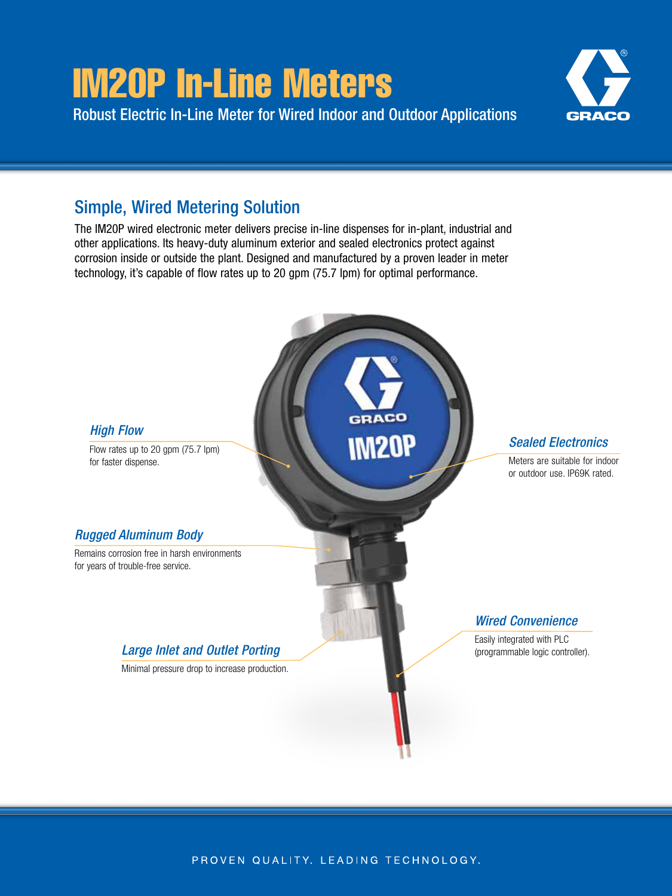# IM20P In-Line Meters

Robust Electric In-Line Meter for Wired Indoor and Outdoor Applications

## Simple, Wired Metering Solution

The IM20P wired electronic meter delivers precise in-line dispenses for in-plant, industrial and other applications. Its heavy-duty aluminum exterior and sealed electronics protect against corrosion inside or outside the plant. Designed and manufactured by a proven leader in meter technology, it's capable of flow rates up to 20 gpm (75.7 lpm) for optimal performance.

### *High Flow*

Flow rates up to 20 gpm (75.7 lpm) for faster dispense.

### *Sealed Electronics*

Meters are suitable for indoor or outdoor use. IP69K rated.

### *Rugged Aluminum Body*

Remains corrosion free in harsh environments for years of trouble-free service.

### *Wired Convenience*

Easily integrated with PLC (programmable logic controller).

### *Large Inlet and Outlet Porting*

Minimal pressure drop to increase production.

PROVEN QUALITY. LEADING TECHNOLOGY.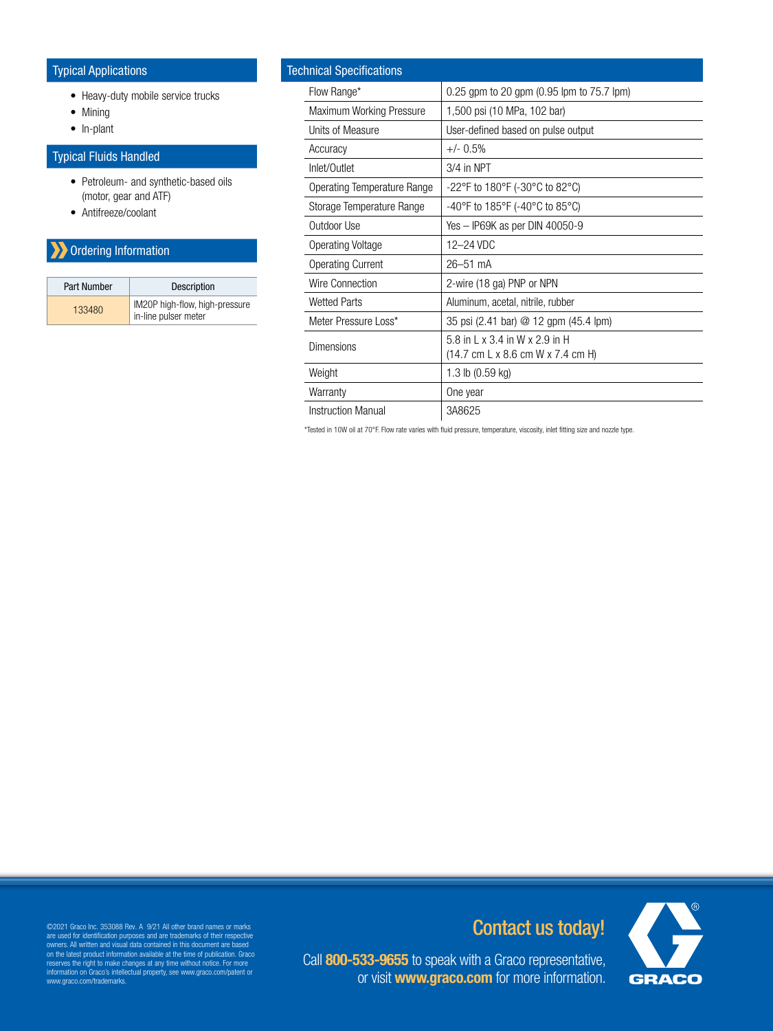## Typical Applications

- Heavy-duty mobile service trucks
- Mining
- In-plant

## Typical Fluids Handled

- Petroleum- and synthetic-based oils (motor, gear and ATF)
- Antifreeze/coolant

## Ordering Information

| Part Number | Description |
|---|---|
| 133480 | IM20P high-flow, high-pressure in-line pulser meter |

## Technical Specifications

| | |
|---|---|
| Flow Range* | 0.25 gpm to 20 gpm (0.95 lpm to 75.7 lpm) |
| Maximum Working Pressure | 1,500 psi (10 MPa, 102 bar) |
| Units of Measure | User-defined based on pulse output |
| Accuracy | +/- 0.5% |
| Inlet/Outlet | 3/4 in NPT |
| Operating Temperature Range | -22°F to 180°F (-30°C to 82°C) |
| Storage Temperature Range | -40°F to 185°F (-40°C to 85°C) |
| Outdoor Use | Yes – IP69K as per DIN 40050-9 |
| Operating Voltage | 12–24 VDC |
| Operating Current | 26–51 mA |
| Wire Connection | 2-wire (18 ga) PNP or NPN |
| Wetted Parts | Aluminum, acetal, nitrile, rubber |
| Meter Pressure Loss* | 35 psi (2.41 bar) @ 12 gpm (45.4 lpm) |
| Dimensions | 5.8 in L x 3.4 in W x 2.9 in H (14.7 cm L x 8.6 cm W x 7.4 cm H) |
| Weight | 1.3 lb (0.59 kg) |
| Warranty | One year |
| Instruction Manual | 3A8625 |

*Tested in 10W oil at 70°F. Flow rate varies with fluid pressure, temperature, viscosity, inlet fitting size and nozzle type.

©2021 Graco Inc. 353088 Rev. A 9/21 All other brand names or marks are used for identification purposes and are trademarks of their respective owners. All written and visual data contained in this document are based on the latest product information available at the time of publication. Graco reserves the right to make changes at any time without notice. For more information on Graco's intellectual property, see www.graco.com/patent or www.graco.com/trademarks.

## Contact us today!

Call **800-533-9655** to speak with a Graco representative, or visit **www.graco.com** for more information.

GRACO